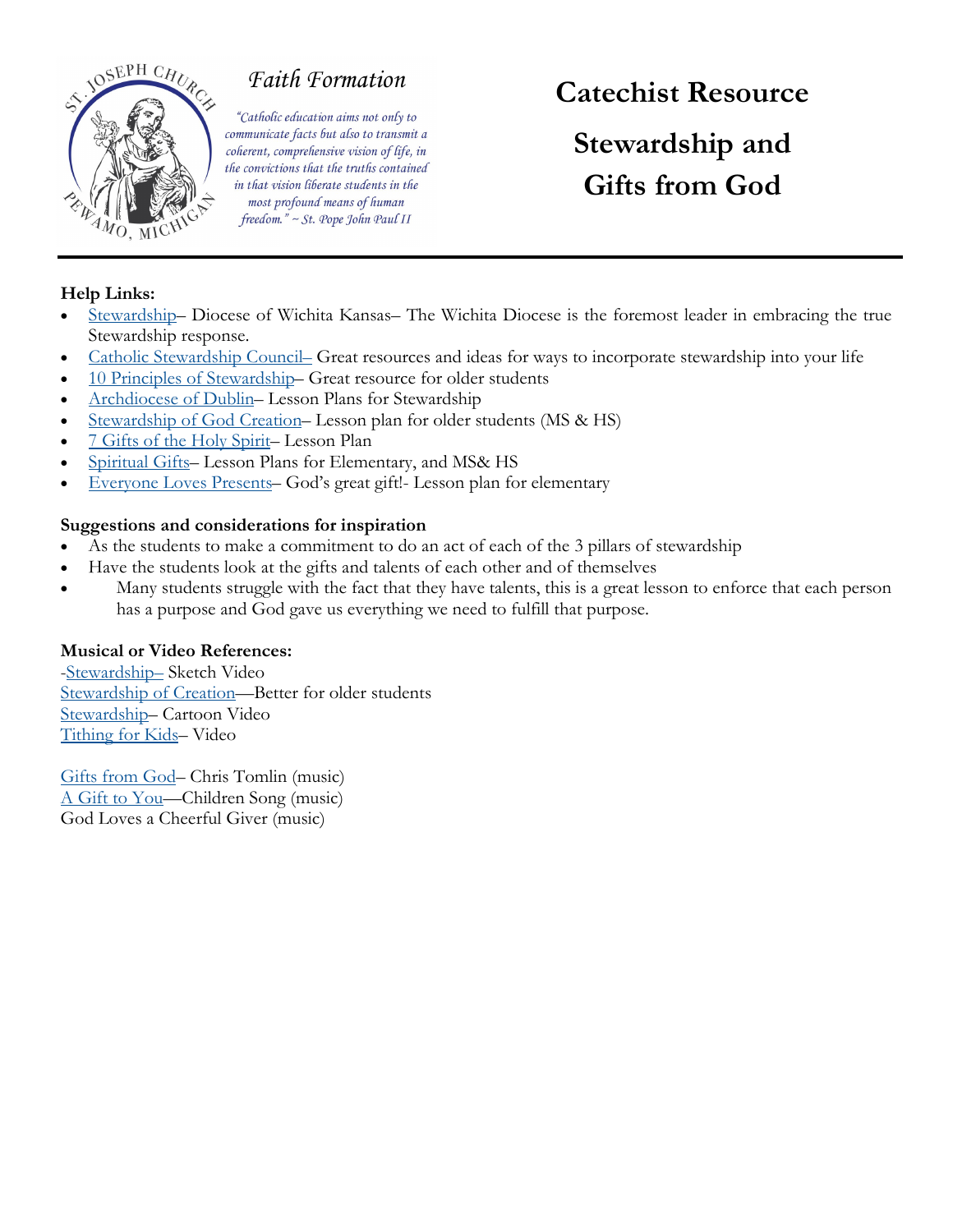# Faith Formation

*"Catholic education aims not only to communicate facts but also to transmit a coherent, comprehensive vision of life, in the convictions that the truths contained in that vision liberate students in the most profound means of human freedom." ~ St. Pope John Paul II*

# Catechist Resource

# Stewardship and Gifts from God

---

**Help Links:**

- Stewardship– Diocese of Wichita Kansas– The Wichita Diocese is the foremost leader in embracing the true Stewardship response.
- Catholic Stewardship Council– Great resources and ideas for ways to incorporate stewardship into your life
- 10 Principles of Stewardship– Great resource for older students
- Archdiocese of Dublin– Lesson Plans for Stewardship
- Stewardship of God Creation– Lesson plan for older students (MS & HS)
- 7 Gifts of the Holy Spirit– Lesson Plan
- Spiritual Gifts– Lesson Plans for Elementary, and MS& HS
- Everyone Loves Presents– God's great gift!- Lesson plan for elementary

**Suggestions and considerations for inspiration**

- As the students to make a commitment to do an act of each of the 3 pillars of stewardship
- Have the students look at the gifts and talents of each other and of themselves
- Many students struggle with the fact that they have talents, this is a great lesson to enforce that each person has a purpose and God gave us everything we need to fulfill that purpose.

**Musical or Video References:**

-Stewardship– Sketch Video
Stewardship of Creation—Better for older students
Stewardship– Cartoon Video
Tithing for Kids– Video

Gifts from God– Chris Tomlin (music)
A Gift to You—Children Song (music)
God Loves a Cheerful Giver (music)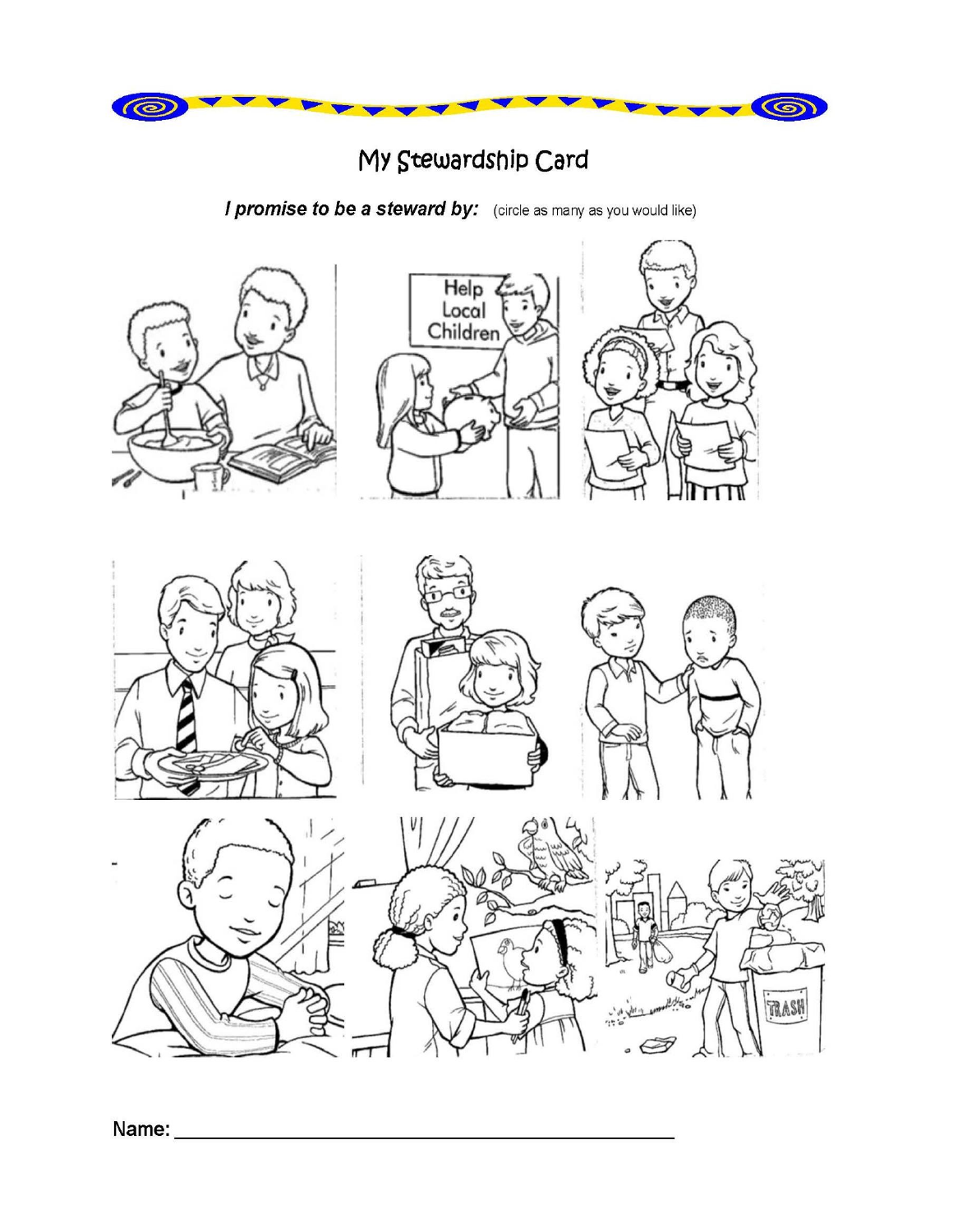# My Stewardship Card

***I promise to be a steward by:*** (circle as many as you would like)

Name: ___________________________________________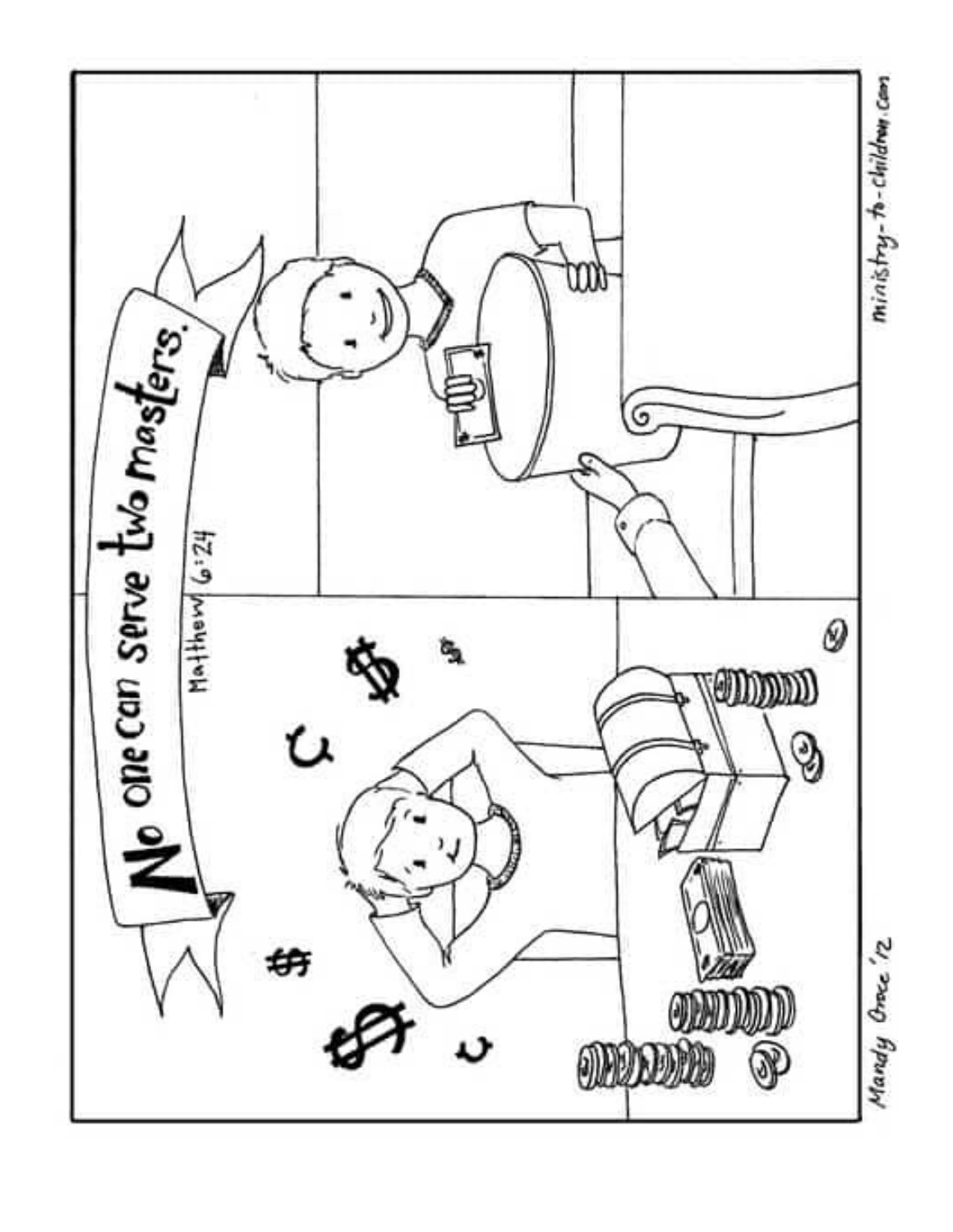No one can serve two masters.

Matthew 6:24

Mandy Groce '12

ministry-to-children.com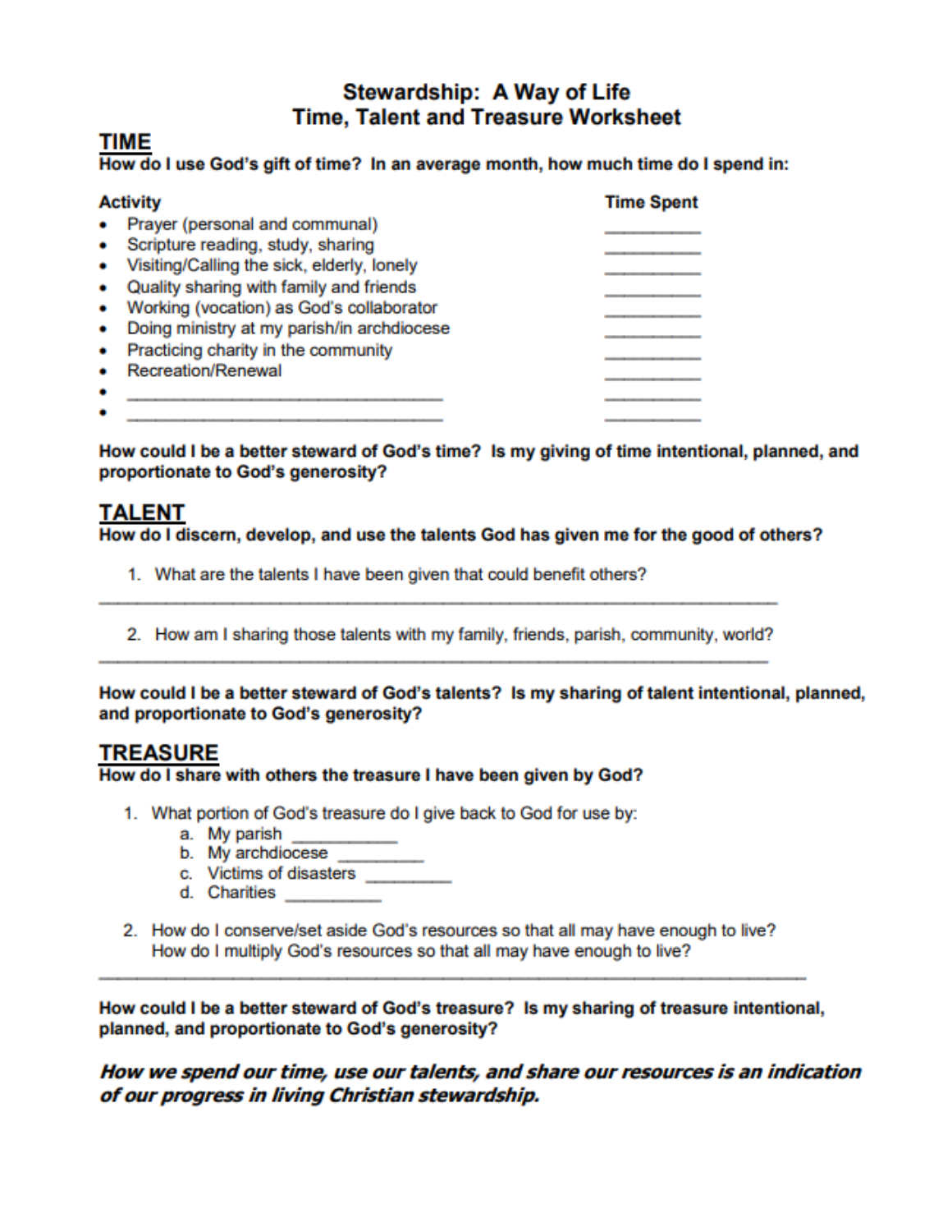# Stewardship: A Way of Life
## Time, Talent and Treasure Worksheet

## TIME

**How do I use God's gift of time? In an average month, how much time do I spend in:**

| Activity | Time Spent |
|---|---|
| • Prayer (personal and communal) | __________ |
| • Scripture reading, study, sharing | __________ |
| • Visiting/Calling the sick, elderly, lonely | __________ |
| • Quality sharing with family and friends | __________ |
| • Working (vocation) as God's collaborator | __________ |
| • Doing ministry at my parish/in archdiocese | __________ |
| • Practicing charity in the community | __________ |
| • Recreation/Renewal | __________ |
| • ______________________________ | __________ |
| • ______________________________ | __________ |

**How could I be a better steward of God's time? Is my giving of time intentional, planned, and proportionate to God's generosity?**

## TALENT

**How do I discern, develop, and use the talents God has given me for the good of others?**

1. What are the talents I have been given that could benefit others?

_______________________________________________________________

2. How am I sharing those talents with my family, friends, parish, community, world?

_______________________________________________________________

**How could I be a better steward of God's talents? Is my sharing of talent intentional, planned, and proportionate to God's generosity?**

## TREASURE

**How do I share with others the treasure I have been given by God?**

1. What portion of God's treasure do I give back to God for use by:
   a. My parish __________
   b. My archdiocese _________
   c. Victims of disasters _________
   d. Charities _________

2. How do I conserve/set aside God's resources so that all may have enough to live?
   How do I multiply God's resources so that all may have enough to live?

_______________________________________________________________

**How could I be a better steward of God's treasure? Is my sharing of treasure intentional, planned, and proportionate to God's generosity?**

***How we spend our time, use our talents, and share our resources is an indication of our progress in living Christian stewardship.***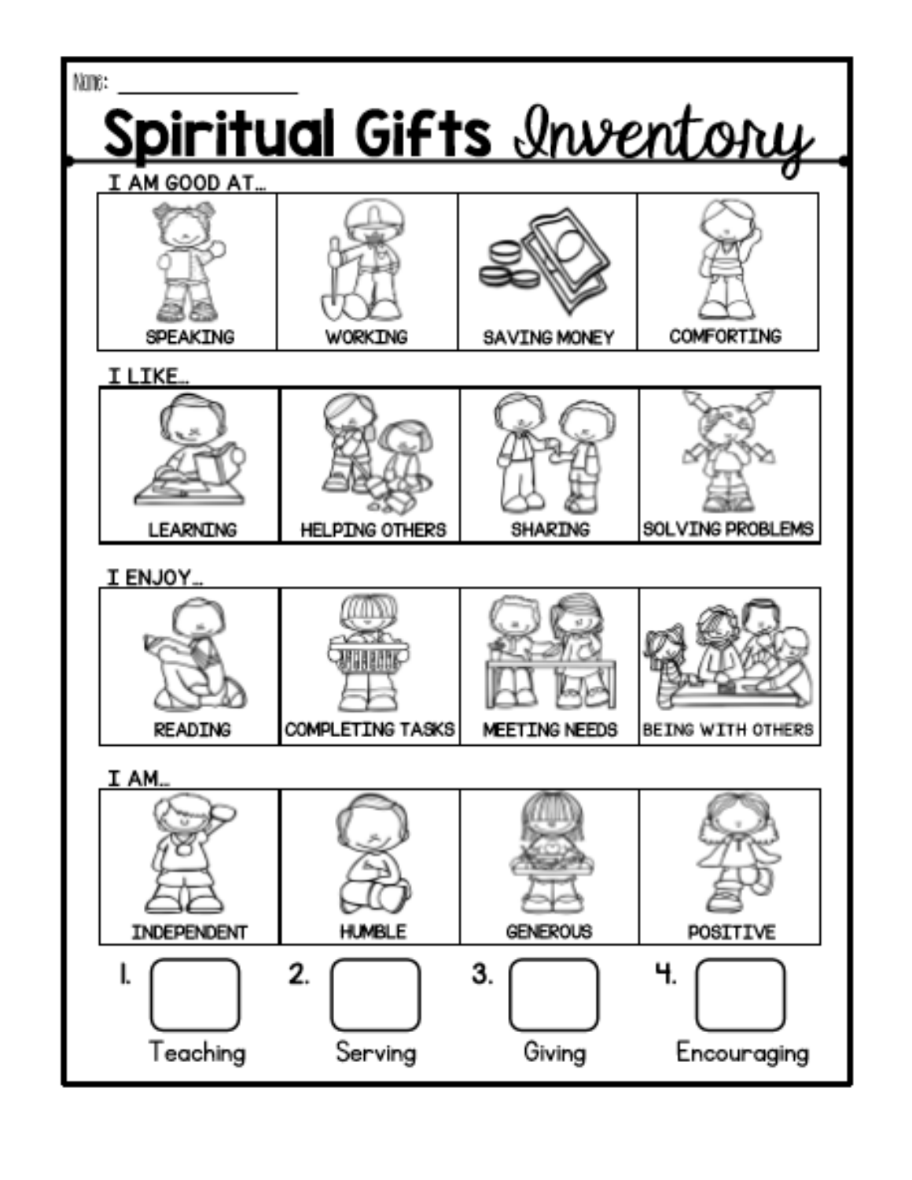Name: ___________________

# Spiritual Gifts Inventory

**I AM GOOD AT...**

| SPEAKING | WORKING | SAVING MONEY | COMFORTING |
| --- | --- | --- | --- |

**I LIKE...**

| LEARNING | HELPING OTHERS | SHARING | SOLVING PROBLEMS |
| --- | --- | --- | --- |

**I ENJOY...**

| READING | COMPLETING TASKS | MEETING NEEDS | BEING WITH OTHERS |
| --- | --- | --- | --- |

**I AM...**

| INDEPENDENT | HUMBLE | GENEROUS | POSITIVE |
| --- | --- | --- | --- |

| 1. ☐ | 2. ☐ | 3. ☐ | 4. ☐ |
| --- | --- | --- | --- |
| Teaching | Serving | Giving | Encouraging |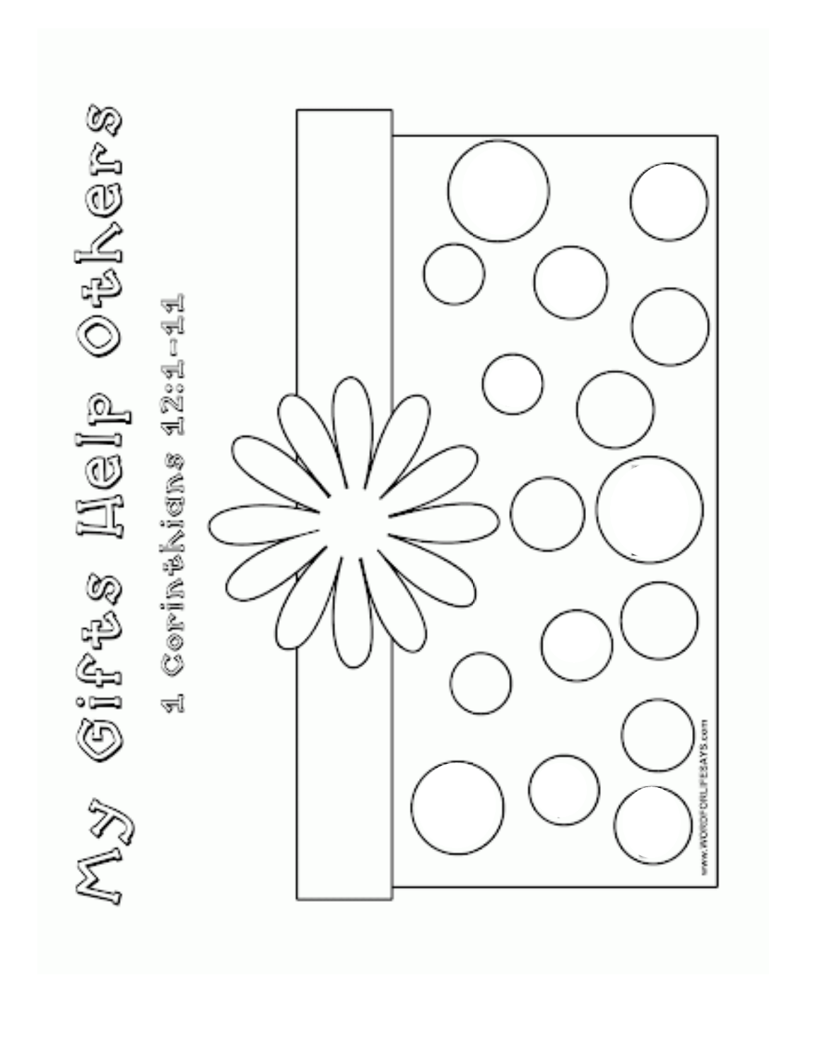# My Gifts Help Others

1 Corinthians 12:1-11

www.WORDFORLIFESAYS.com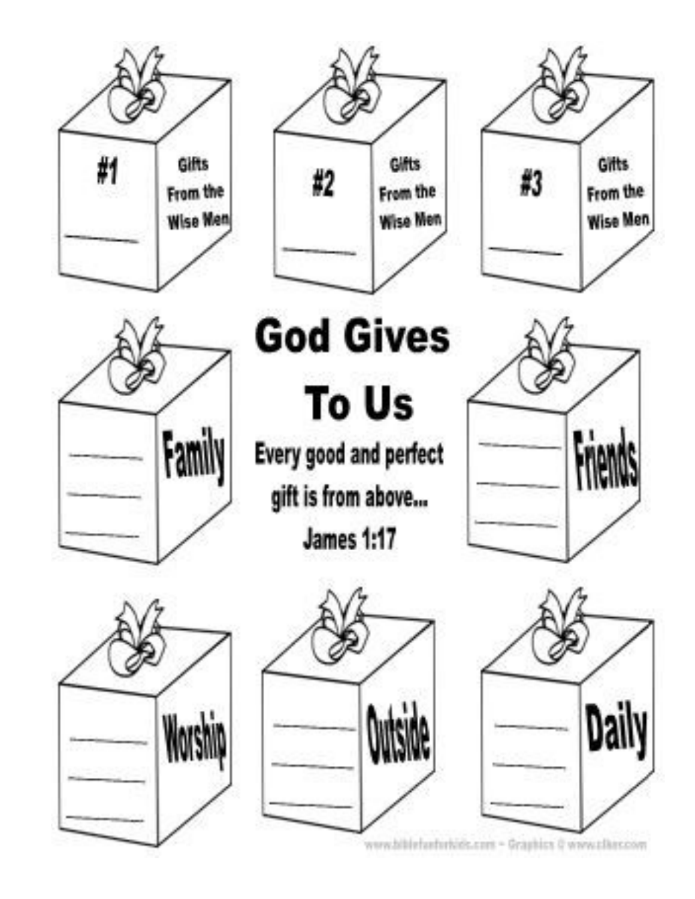#1

Gifts From the Wise Men

#2

Gifts From the Wise Men

#3

Gifts From the Wise Men

# God Gives To Us

**Every good and perfect gift is from above...**

**James 1:17**

Family

Friends

Worship

Outside

Daily

www.biblefunforkids.com ~ Graphics © www.clker.com